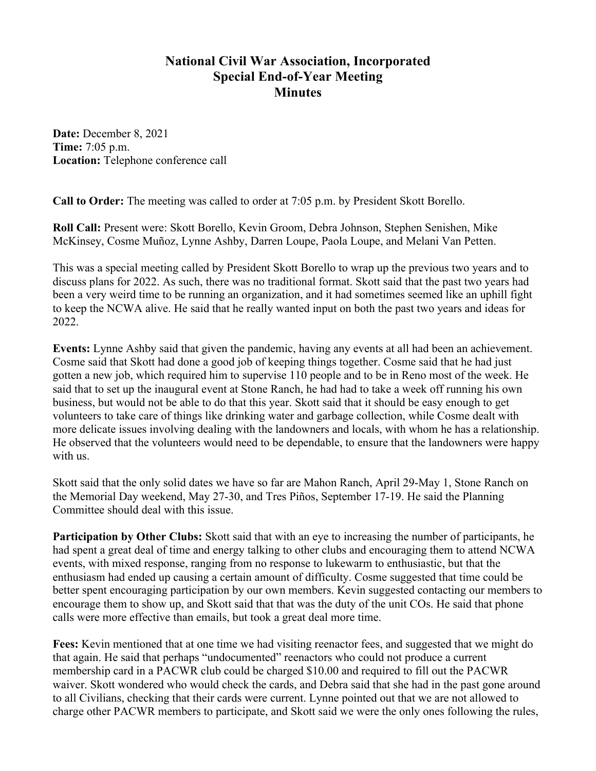# National Civil War Association, Incorporated
## Special End-of-Year Meeting
## Minutes

**Date:** December 8, 2021
**Time:** 7:05 p.m.
**Location:** Telephone conference call

**Call to Order:** The meeting was called to order at 7:05 p.m. by President Skott Borello.

**Roll Call:** Present were: Skott Borello, Kevin Groom, Debra Johnson, Stephen Senishen, Mike McKinsey, Cosme Muñoz, Lynne Ashby, Darren Loupe, Paola Loupe, and Melani Van Petten.

This was a special meeting called by President Skott Borello to wrap up the previous two years and to discuss plans for 2022. As such, there was no traditional format. Skott said that the past two years had been a very weird time to be running an organization, and it had sometimes seemed like an uphill fight to keep the NCWA alive. He said that he really wanted input on both the past two years and ideas for 2022.

**Events:** Lynne Ashby said that given the pandemic, having any events at all had been an achievement. Cosme said that Skott had done a good job of keeping things together. Cosme said that he had just gotten a new job, which required him to supervise 110 people and to be in Reno most of the week. He said that to set up the inaugural event at Stone Ranch, he had had to take a week off running his own business, but would not be able to do that this year. Skott said that it should be easy enough to get volunteers to take care of things like drinking water and garbage collection, while Cosme dealt with more delicate issues involving dealing with the landowners and locals, with whom he has a relationship. He observed that the volunteers would need to be dependable, to ensure that the landowners were happy with us.

Skott said that the only solid dates we have so far are Mahon Ranch, April 29-May 1, Stone Ranch on the Memorial Day weekend, May 27-30, and Tres Piños, September 17-19. He said the Planning Committee should deal with this issue.

**Participation by Other Clubs:** Skott said that with an eye to increasing the number of participants, he had spent a great deal of time and energy talking to other clubs and encouraging them to attend NCWA events, with mixed response, ranging from no response to lukewarm to enthusiastic, but that the enthusiasm had ended up causing a certain amount of difficulty. Cosme suggested that time could be better spent encouraging participation by our own members. Kevin suggested contacting our members to encourage them to show up, and Skott said that that was the duty of the unit COs. He said that phone calls were more effective than emails, but took a great deal more time.

**Fees:** Kevin mentioned that at one time we had visiting reenactor fees, and suggested that we might do that again. He said that perhaps "undocumented" reenactors who could not produce a current membership card in a PACWR club could be charged $10.00 and required to fill out the PACWR waiver. Skott wondered who would check the cards, and Debra said that she had in the past gone around to all Civilians, checking that their cards were current. Lynne pointed out that we are not allowed to charge other PACWR members to participate, and Skott said we were the only ones following the rules,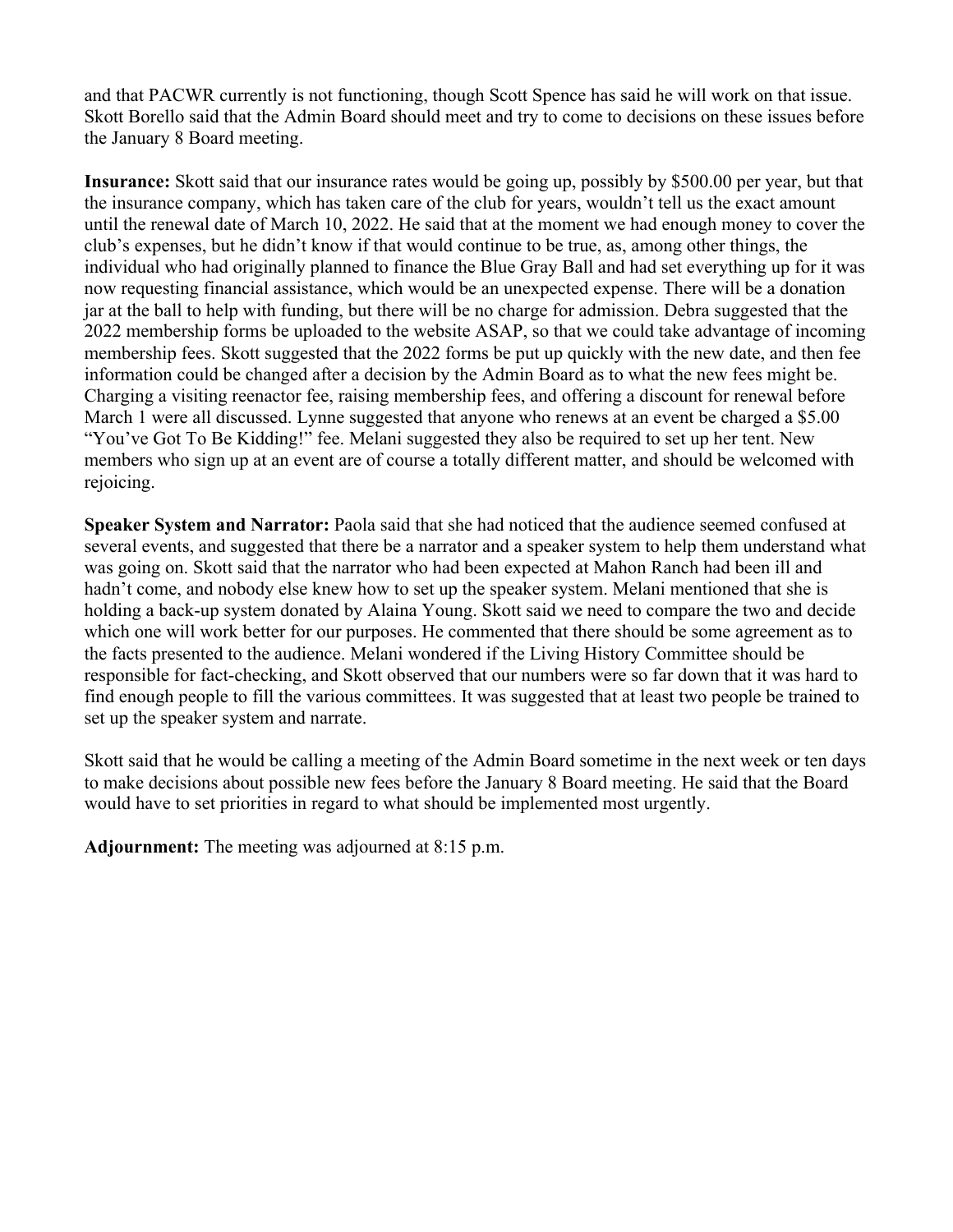and that PACWR currently is not functioning, though Scott Spence has said he will work on that issue. Skott Borello said that the Admin Board should meet and try to come to decisions on these issues before the January 8 Board meeting.

**Insurance:** Skott said that our insurance rates would be going up, possibly by $500.00 per year, but that the insurance company, which has taken care of the club for years, wouldn't tell us the exact amount until the renewal date of March 10, 2022. He said that at the moment we had enough money to cover the club's expenses, but he didn't know if that would continue to be true, as, among other things, the individual who had originally planned to finance the Blue Gray Ball and had set everything up for it was now requesting financial assistance, which would be an unexpected expense. There will be a donation jar at the ball to help with funding, but there will be no charge for admission. Debra suggested that the 2022 membership forms be uploaded to the website ASAP, so that we could take advantage of incoming membership fees. Skott suggested that the 2022 forms be put up quickly with the new date, and then fee information could be changed after a decision by the Admin Board as to what the new fees might be. Charging a visiting reenactor fee, raising membership fees, and offering a discount for renewal before March 1 were all discussed. Lynne suggested that anyone who renews at an event be charged a $5.00 "You've Got To Be Kidding!" fee. Melani suggested they also be required to set up her tent. New members who sign up at an event are of course a totally different matter, and should be welcomed with rejoicing.

**Speaker System and Narrator:** Paola said that she had noticed that the audience seemed confused at several events, and suggested that there be a narrator and a speaker system to help them understand what was going on. Skott said that the narrator who had been expected at Mahon Ranch had been ill and hadn't come, and nobody else knew how to set up the speaker system. Melani mentioned that she is holding a back-up system donated by Alaina Young. Skott said we need to compare the two and decide which one will work better for our purposes. He commented that there should be some agreement as to the facts presented to the audience. Melani wondered if the Living History Committee should be responsible for fact-checking, and Skott observed that our numbers were so far down that it was hard to find enough people to fill the various committees. It was suggested that at least two people be trained to set up the speaker system and narrate.

Skott said that he would be calling a meeting of the Admin Board sometime in the next week or ten days to make decisions about possible new fees before the January 8 Board meeting. He said that the Board would have to set priorities in regard to what should be implemented most urgently.

**Adjournment:** The meeting was adjourned at 8:15 p.m.